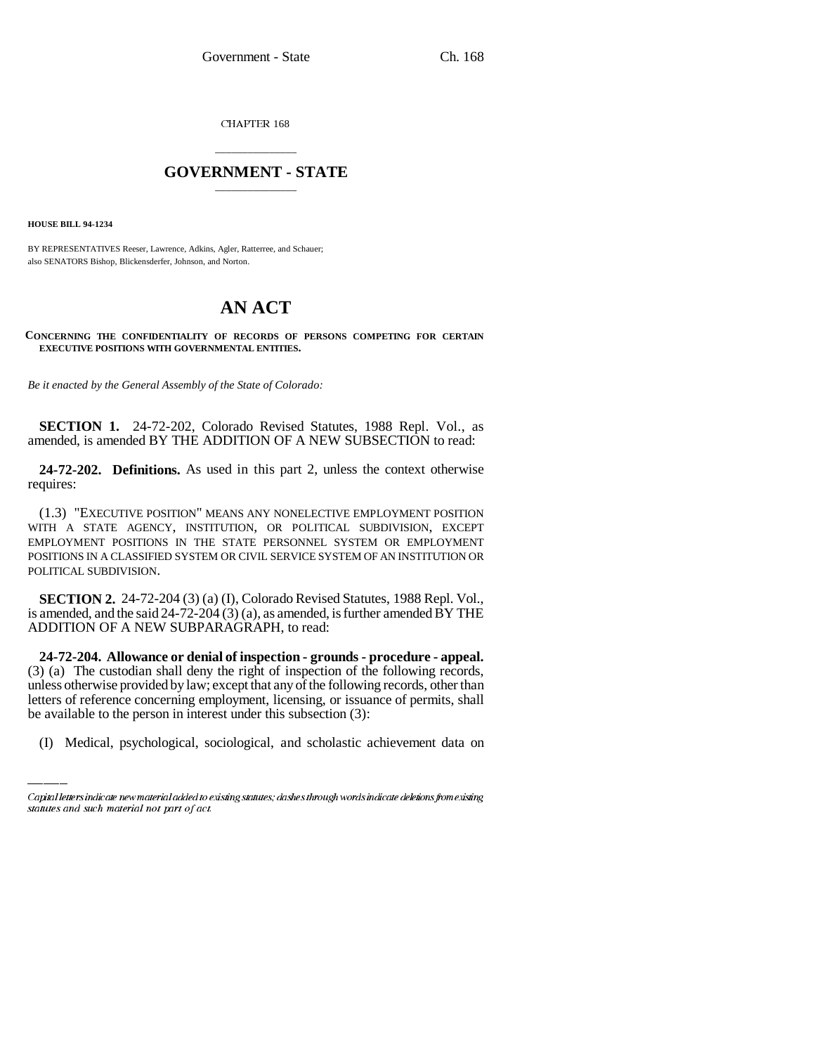CHAPTER 168

# GOVERNMENT - STATE

**HOUSE BILL 94-1234**

BY REPRESENTATIVES Reeser, Lawrence, Adkins, Agler, Ratterree, and Schauer;
also SENATORS Bishop, Blickensderfer, Johnson, and Norton.

# AN ACT

**CONCERNING THE CONFIDENTIALITY OF RECORDS OF PERSONS COMPETING FOR CERTAIN EXECUTIVE POSITIONS WITH GOVERNMENTAL ENTITIES.**

*Be it enacted by the General Assembly of the State of Colorado:*

**SECTION 1.** 24-72-202, Colorado Revised Statutes, 1988 Repl. Vol., as amended, is amended BY THE ADDITION OF A NEW SUBSECTION to read:

**24-72-202. Definitions.** As used in this part 2, unless the context otherwise requires:

(1.3) "EXECUTIVE POSITION" MEANS ANY NONELECTIVE EMPLOYMENT POSITION WITH A STATE AGENCY, INSTITUTION, OR POLITICAL SUBDIVISION, EXCEPT EMPLOYMENT POSITIONS IN THE STATE PERSONNEL SYSTEM OR EMPLOYMENT POSITIONS IN A CLASSIFIED SYSTEM OR CIVIL SERVICE SYSTEM OF AN INSTITUTION OR POLITICAL SUBDIVISION.

**SECTION 2.** 24-72-204 (3) (a) (I), Colorado Revised Statutes, 1988 Repl. Vol., is amended, and the said 24-72-204 (3) (a), as amended, is further amended BY THE ADDITION OF A NEW SUBPARAGRAPH, to read:

**24-72-204. Allowance or denial of inspection - grounds - procedure - appeal.** (3) (a) The custodian shall deny the right of inspection of the following records, unless otherwise provided by law; except that any of the following records, other than letters of reference concerning employment, licensing, or issuance of permits, shall be available to the person in interest under this subsection (3):

(I) Medical, psychological, sociological, and scholastic achievement data on

---

*Capital letters indicate new material added to existing statutes; dashes through words indicate deletions from existing statutes and such material not part of act.*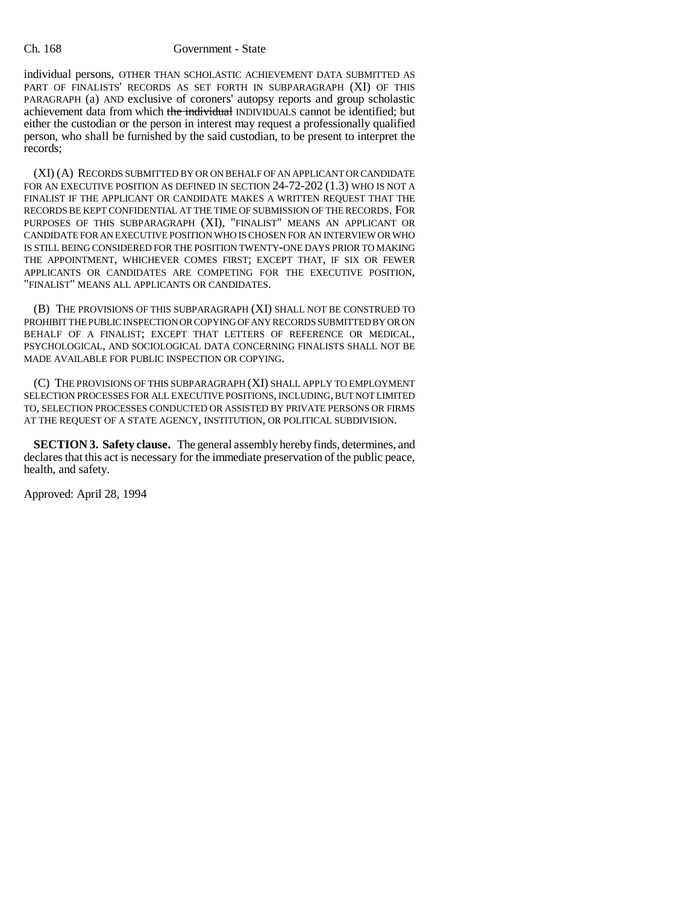individual persons, OTHER THAN SCHOLASTIC ACHIEVEMENT DATA SUBMITTED AS PART OF FINALISTS' RECORDS AS SET FORTH IN SUBPARAGRAPH (XI) OF THIS PARAGRAPH (a) AND exclusive of coroners' autopsy reports and group scholastic achievement data from which ~~the individual~~ INDIVIDUALS cannot be identified; but either the custodian or the person in interest may request a professionally qualified person, who shall be furnished by the said custodian, to be present to interpret the records;

(XI) (A) RECORDS SUBMITTED BY OR ON BEHALF OF AN APPLICANT OR CANDIDATE FOR AN EXECUTIVE POSITION AS DEFINED IN SECTION 24-72-202 (1.3) WHO IS NOT A FINALIST IF THE APPLICANT OR CANDIDATE MAKES A WRITTEN REQUEST THAT THE RECORDS BE KEPT CONFIDENTIAL AT THE TIME OF SUBMISSION OF THE RECORDS. FOR PURPOSES OF THIS SUBPARAGRAPH (XI), "FINALIST" MEANS AN APPLICANT OR CANDIDATE FOR AN EXECUTIVE POSITION WHO IS CHOSEN FOR AN INTERVIEW OR WHO IS STILL BEING CONSIDERED FOR THE POSITION TWENTY-ONE DAYS PRIOR TO MAKING THE APPOINTMENT, WHICHEVER COMES FIRST; EXCEPT THAT, IF SIX OR FEWER APPLICANTS OR CANDIDATES ARE COMPETING FOR THE EXECUTIVE POSITION, "FINALIST" MEANS ALL APPLICANTS OR CANDIDATES.

(B) THE PROVISIONS OF THIS SUBPARAGRAPH (XI) SHALL NOT BE CONSTRUED TO PROHIBIT THE PUBLIC INSPECTION OR COPYING OF ANY RECORDS SUBMITTED BY OR ON BEHALF OF A FINALIST; EXCEPT THAT LETTERS OF REFERENCE OR MEDICAL, PSYCHOLOGICAL, AND SOCIOLOGICAL DATA CONCERNING FINALISTS SHALL NOT BE MADE AVAILABLE FOR PUBLIC INSPECTION OR COPYING.

(C) THE PROVISIONS OF THIS SUBPARAGRAPH (XI) SHALL APPLY TO EMPLOYMENT SELECTION PROCESSES FOR ALL EXECUTIVE POSITIONS, INCLUDING, BUT NOT LIMITED TO, SELECTION PROCESSES CONDUCTED OR ASSISTED BY PRIVATE PERSONS OR FIRMS AT THE REQUEST OF A STATE AGENCY, INSTITUTION, OR POLITICAL SUBDIVISION.

**SECTION 3. Safety clause.** The general assembly hereby finds, determines, and declares that this act is necessary for the immediate preservation of the public peace, health, and safety.

Approved: April 28, 1994